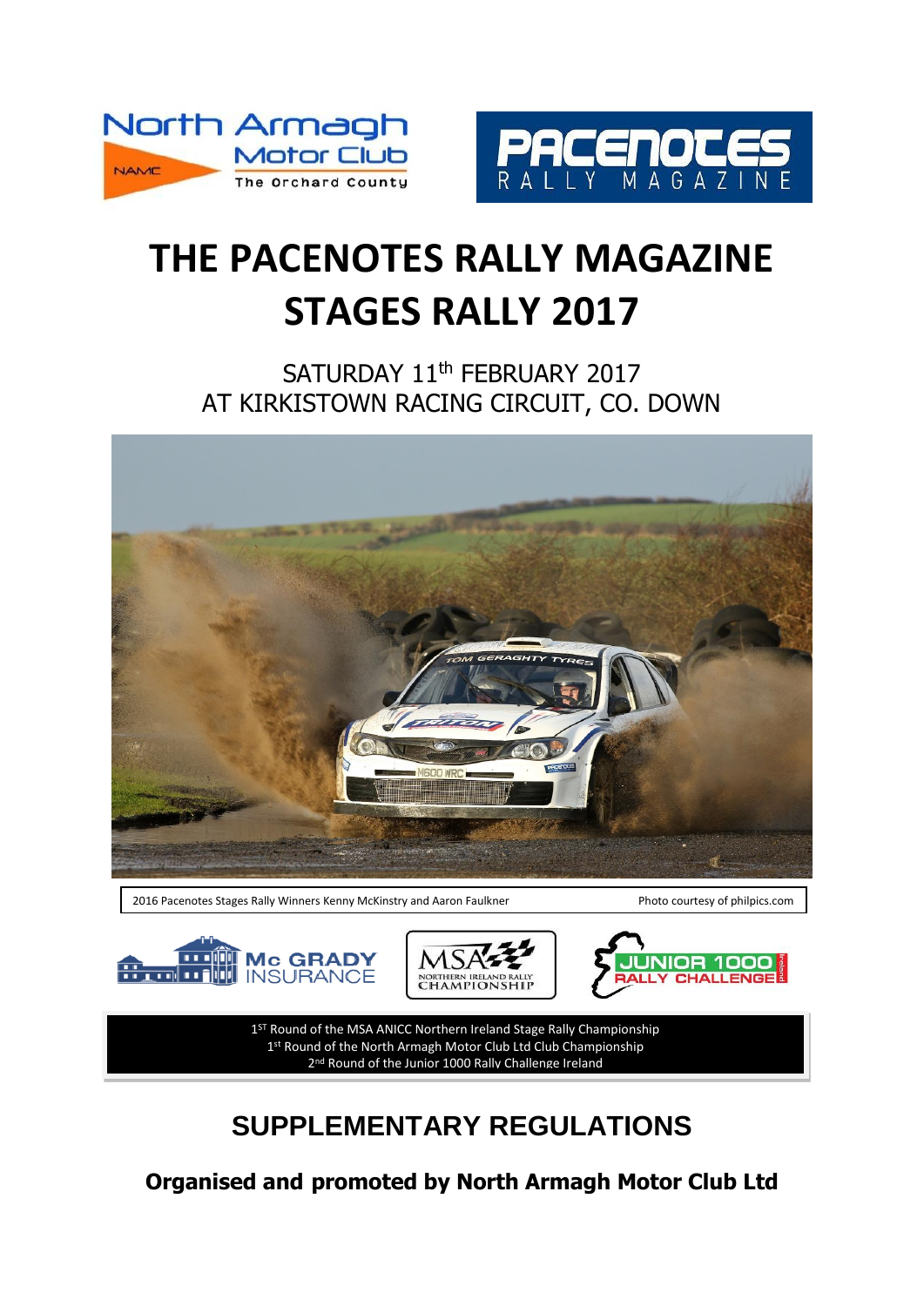# THE PACENOTES RALLY MAGAZINE STAGES RALLY 2017

SATURDAY 11th FEBRUARY 2017
AT KIRKISTOWN RACING CIRCUIT, CO. DOWN

2016 Pacenotes Stages Rally Winners Kenny McKinstry and Aaron Faulkner — Photo courtesy of philpics.com

1ST Round of the MSA ANICC Northern Ireland Stage Rally Championship
1st Round of the North Armagh Motor Club Ltd Club Championship
2nd Round of the Junior 1000 Rally Challenge Ireland

## SUPPLEMENTARY REGULATIONS

**Organised and promoted by North Armagh Motor Club Ltd**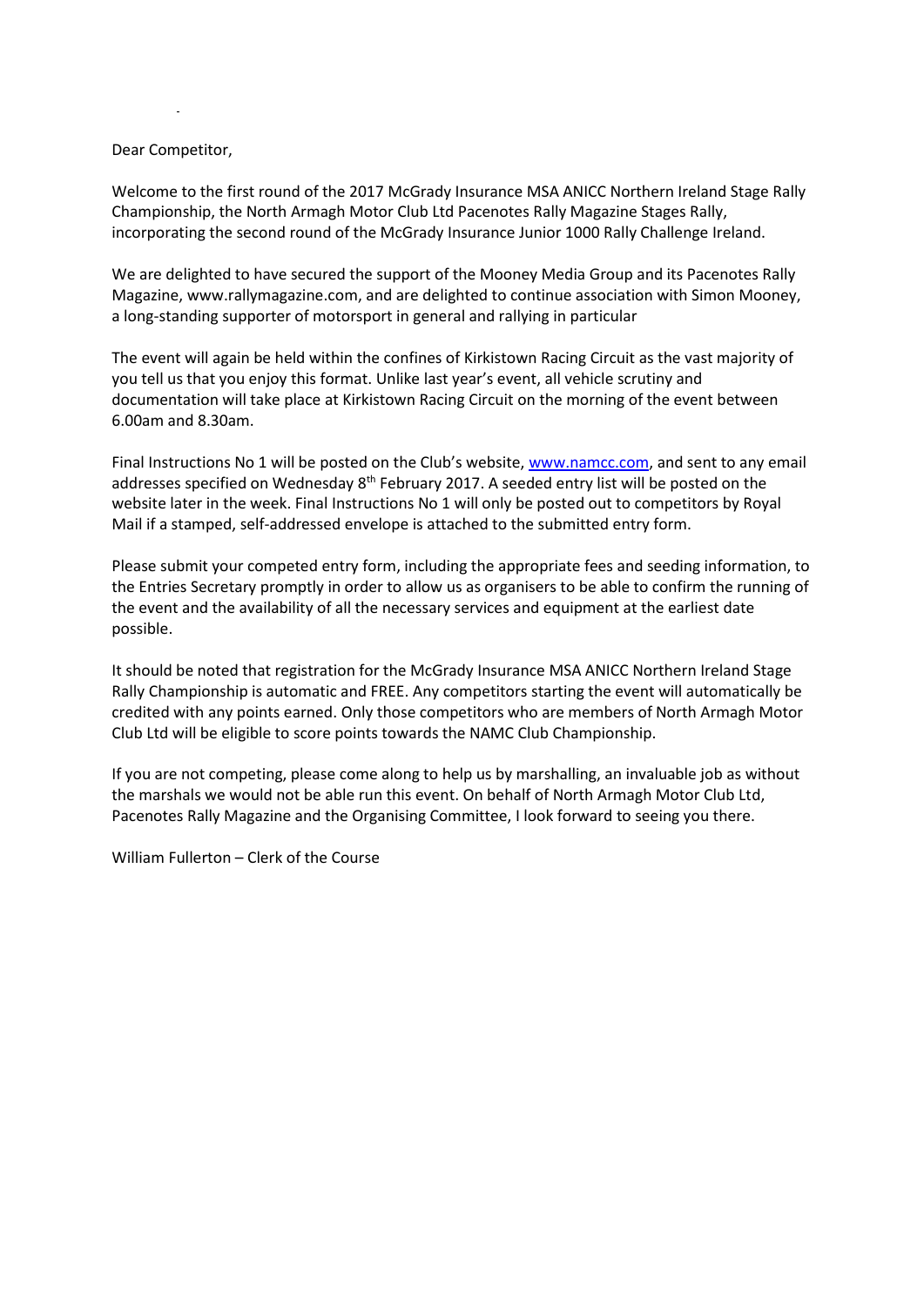Dear Competitor,

Welcome to the first round of the 2017 McGrady Insurance MSA ANICC Northern Ireland Stage Rally Championship, the North Armagh Motor Club Ltd Pacenotes Rally Magazine Stages Rally, incorporating the second round of the McGrady Insurance Junior 1000 Rally Challenge Ireland.

We are delighted to have secured the support of the Mooney Media Group and its Pacenotes Rally Magazine, www.rallymagazine.com, and are delighted to continue association with Simon Mooney, a long-standing supporter of motorsport in general and rallying in particular

The event will again be held within the confines of Kirkistown Racing Circuit as the vast majority of you tell us that you enjoy this format. Unlike last year's event, all vehicle scrutiny and documentation will take place at Kirkistown Racing Circuit on the morning of the event between 6.00am and 8.30am.

Final Instructions No 1 will be posted on the Club's website, www.namcc.com, and sent to any email addresses specified on Wednesday 8th February 2017. A seeded entry list will be posted on the website later in the week. Final Instructions No 1 will only be posted out to competitors by Royal Mail if a stamped, self-addressed envelope is attached to the submitted entry form.

Please submit your competed entry form, including the appropriate fees and seeding information, to the Entries Secretary promptly in order to allow us as organisers to be able to confirm the running of the event and the availability of all the necessary services and equipment at the earliest date possible.

It should be noted that registration for the McGrady Insurance MSA ANICC Northern Ireland Stage Rally Championship is automatic and FREE. Any competitors starting the event will automatically be credited with any points earned. Only those competitors who are members of North Armagh Motor Club Ltd will be eligible to score points towards the NAMC Club Championship.

If you are not competing, please come along to help us by marshalling, an invaluable job as without the marshals we would not be able run this event. On behalf of North Armagh Motor Club Ltd, Pacenotes Rally Magazine and the Organising Committee, I look forward to seeing you there.

William Fullerton – Clerk of the Course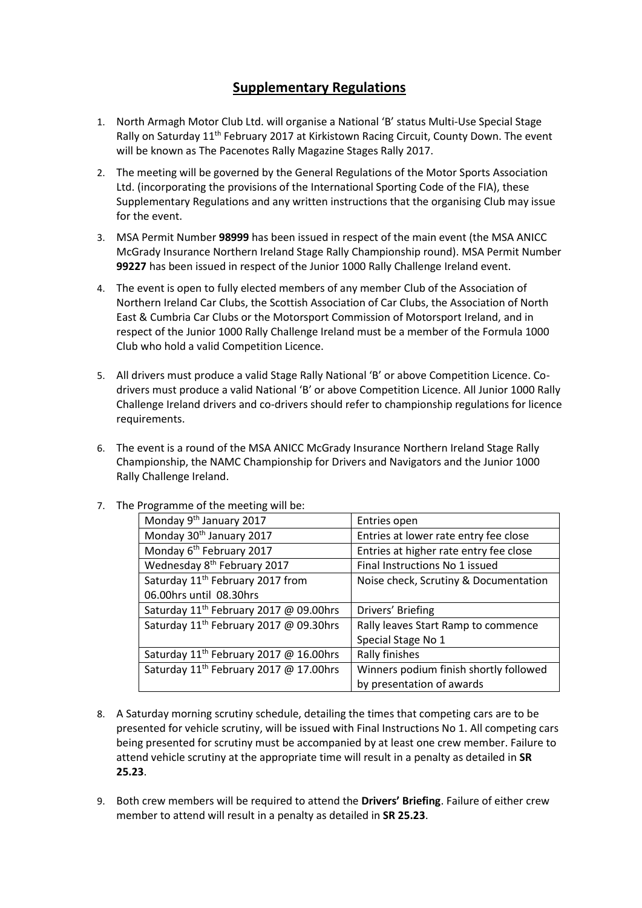## Supplementary Regulations

1. North Armagh Motor Club Ltd. will organise a National 'B' status Multi-Use Special Stage Rally on Saturday 11th February 2017 at Kirkistown Racing Circuit, County Down. The event will be known as The Pacenotes Rally Magazine Stages Rally 2017.

2. The meeting will be governed by the General Regulations of the Motor Sports Association Ltd. (incorporating the provisions of the International Sporting Code of the FIA), these Supplementary Regulations and any written instructions that the organising Club may issue for the event.

3. MSA Permit Number **98999** has been issued in respect of the main event (the MSA ANICC McGrady Insurance Northern Ireland Stage Rally Championship round). MSA Permit Number **99227** has been issued in respect of the Junior 1000 Rally Challenge Ireland event.

4. The event is open to fully elected members of any member Club of the Association of Northern Ireland Car Clubs, the Scottish Association of Car Clubs, the Association of North East & Cumbria Car Clubs or the Motorsport Commission of Motorsport Ireland, and in respect of the Junior 1000 Rally Challenge Ireland must be a member of the Formula 1000 Club who hold a valid Competition Licence.

5. All drivers must produce a valid Stage Rally National 'B' or above Competition Licence. Co-drivers must produce a valid National 'B' or above Competition Licence. All Junior 1000 Rally Challenge Ireland drivers and co-drivers should refer to championship regulations for licence requirements.

6. The event is a round of the MSA ANICC McGrady Insurance Northern Ireland Stage Rally Championship, the NAMC Championship for Drivers and Navigators and the Junior 1000 Rally Challenge Ireland.

7. The Programme of the meeting will be:

| | |
|---|---|
| Monday 9th January 2017 | Entries open |
| Monday 30th January 2017 | Entries at lower rate entry fee close |
| Monday 6th February 2017 | Entries at higher rate entry fee close |
| Wednesday 8th February 2017 | Final Instructions No 1 issued |
| Saturday 11th February 2017 from 06.00hrs until 08.30hrs | Noise check, Scrutiny & Documentation |
| Saturday 11th February 2017 @ 09.00hrs | Drivers' Briefing |
| Saturday 11th February 2017 @ 09.30hrs | Rally leaves Start Ramp to commence Special Stage No 1 |
| Saturday 11th February 2017 @ 16.00hrs | Rally finishes |
| Saturday 11th February 2017 @ 17.00hrs | Winners podium finish shortly followed by presentation of awards |

8. A Saturday morning scrutiny schedule, detailing the times that competing cars are to be presented for vehicle scrutiny, will be issued with Final Instructions No 1. All competing cars being presented for scrutiny must be accompanied by at least one crew member. Failure to attend vehicle scrutiny at the appropriate time will result in a penalty as detailed in **SR 25.23**.

9. Both crew members will be required to attend the **Drivers' Briefing**. Failure of either crew member to attend will result in a penalty as detailed in **SR 25.23**.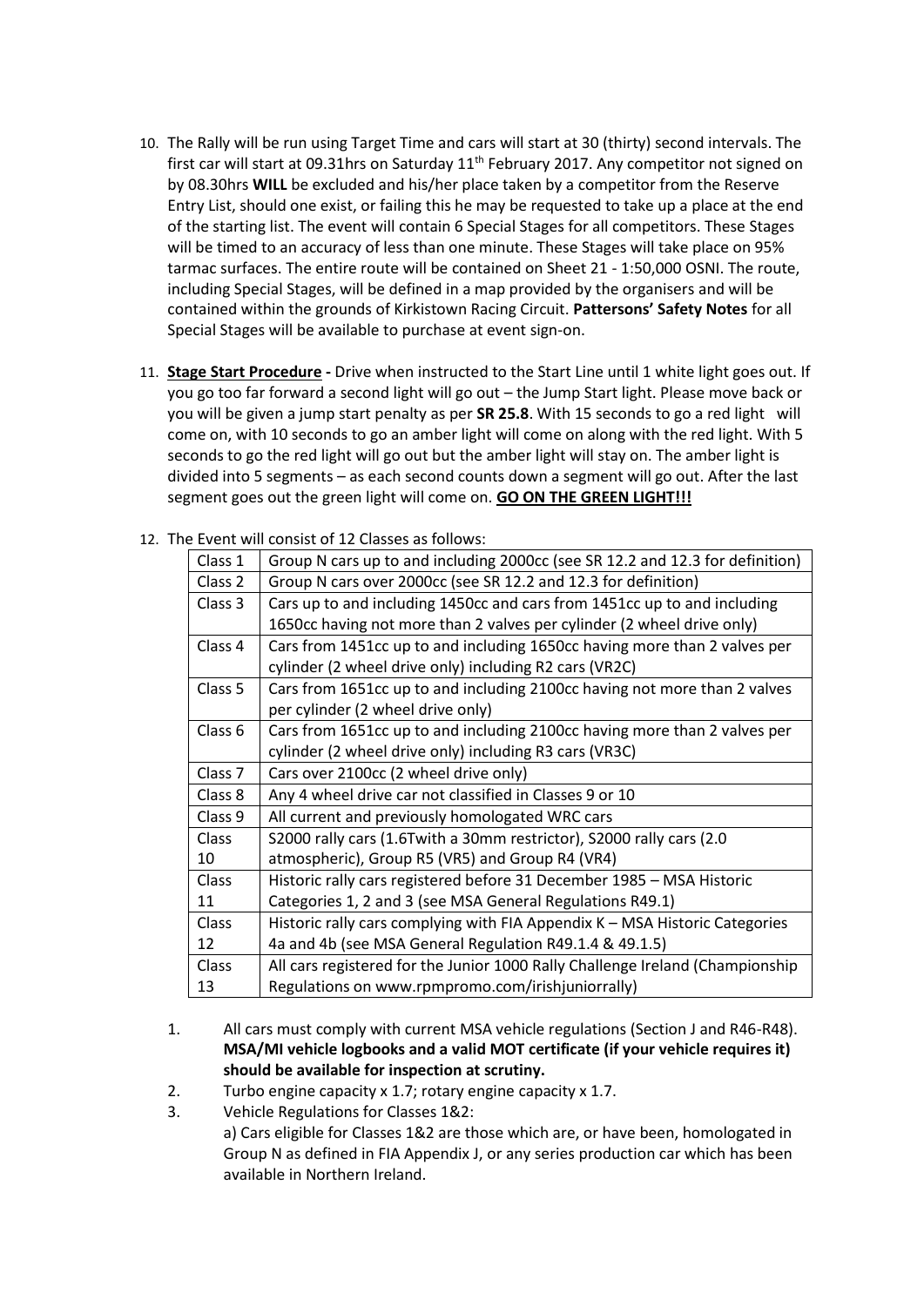10. The Rally will be run using Target Time and cars will start at 30 (thirty) second intervals. The first car will start at 09.31hrs on Saturday 11th February 2017. Any competitor not signed on by 08.30hrs **WILL** be excluded and his/her place taken by a competitor from the Reserve Entry List, should one exist, or failing this he may be requested to take up a place at the end of the starting list. The event will contain 6 Special Stages for all competitors. These Stages will be timed to an accuracy of less than one minute. These Stages will take place on 95% tarmac surfaces. The entire route will be contained on Sheet 21 - 1:50,000 OSNI. The route, including Special Stages, will be defined in a map provided by the organisers and will be contained within the grounds of Kirkistown Racing Circuit. **Pattersons' Safety Notes** for all Special Stages will be available to purchase at event sign-on.

11. **<u>Stage Start Procedure</u> -** Drive when instructed to the Start Line until 1 white light goes out. If you go too far forward a second light will go out – the Jump Start light. Please move back or you will be given a jump start penalty as per **SR 25.8**. With 15 seconds to go a red light will come on, with 10 seconds to go an amber light will come on along with the red light. With 5 seconds to go the red light will go out but the amber light will stay on. The amber light is divided into 5 segments – as each second counts down a segment will go out. After the last segment goes out the green light will come on. **<u>GO ON THE GREEN LIGHT!!!</u>**

12. The Event will consist of 12 Classes as follows:

| Class | Description |
|---|---|
| Class 1 | Group N cars up to and including 2000cc (see SR 12.2 and 12.3 for definition) |
| Class 2 | Group N cars over 2000cc (see SR 12.2 and 12.3 for definition) |
| Class 3 | Cars up to and including 1450cc and cars from 1451cc up to and including 1650cc having not more than 2 valves per cylinder (2 wheel drive only) |
| Class 4 | Cars from 1451cc up to and including 1650cc having more than 2 valves per cylinder (2 wheel drive only) including R2 cars (VR2C) |
| Class 5 | Cars from 1651cc up to and including 2100cc having not more than 2 valves per cylinder (2 wheel drive only) |
| Class 6 | Cars from 1651cc up to and including 2100cc having more than 2 valves per cylinder (2 wheel drive only) including R3 cars (VR3C) |
| Class 7 | Cars over 2100cc (2 wheel drive only) |
| Class 8 | Any 4 wheel drive car not classified in Classes 9 or 10 |
| Class 9 | All current and previously homologated WRC cars |
| Class 10 | S2000 rally cars (1.6Twith a 30mm restrictor), S2000 rally cars (2.0 atmospheric), Group R5 (VR5) and Group R4 (VR4) |
| Class 11 | Historic rally cars registered before 31 December 1985 – MSA Historic Categories 1, 2 and 3 (see MSA General Regulations R49.1) |
| Class 12 | Historic rally cars complying with FIA Appendix K – MSA Historic Categories 4a and 4b (see MSA General Regulation R49.1.4 & 49.1.5) |
| Class 13 | All cars registered for the Junior 1000 Rally Challenge Ireland (Championship Regulations on www.rpmpromo.com/irishjuniorrally) |

1. All cars must comply with current MSA vehicle regulations (Section J and R46-R48). **MSA/MI vehicle logbooks and a valid MOT certificate (if your vehicle requires it) should be available for inspection at scrutiny.**
2. Turbo engine capacity x 1.7; rotary engine capacity x 1.7.
3. Vehicle Regulations for Classes 1&2:
   a) Cars eligible for Classes 1&2 are those which are, or have been, homologated in Group N as defined in FIA Appendix J, or any series production car which has been available in Northern Ireland.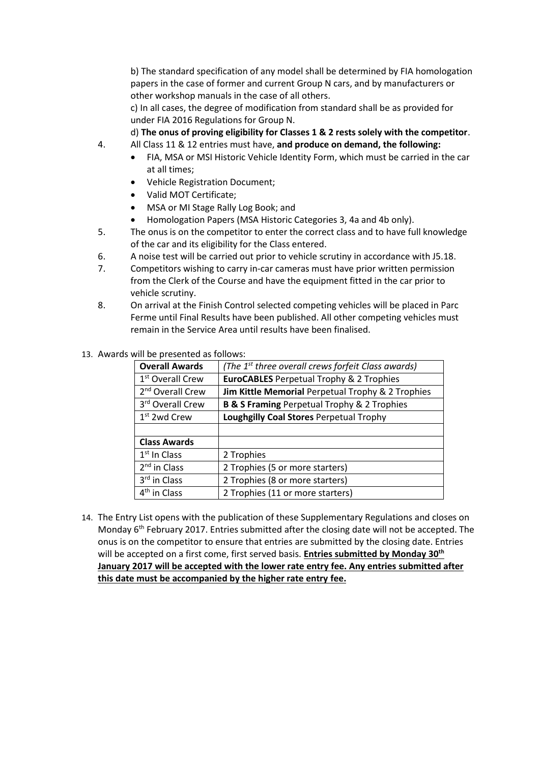b) The standard specification of any model shall be determined by FIA homologation papers in the case of former and current Group N cars, and by manufacturers or other workshop manuals in the case of all others.

c) In all cases, the degree of modification from standard shall be as provided for under FIA 2016 Regulations for Group N.

d) **The onus of proving eligibility for Classes 1 & 2 rests solely with the competitor**.

4. All Class 11 & 12 entries must have, **and produce on demand, the following:**
   - FIA, MSA or MSI Historic Vehicle Identity Form, which must be carried in the car at all times;
   - Vehicle Registration Document;
   - Valid MOT Certificate;
   - MSA or MI Stage Rally Log Book; and
   - Homologation Papers (MSA Historic Categories 3, 4a and 4b only).
5. The onus is on the competitor to enter the correct class and to have full knowledge of the car and its eligibility for the Class entered.
6. A noise test will be carried out prior to vehicle scrutiny in accordance with J5.18.
7. Competitors wishing to carry in-car cameras must have prior written permission from the Clerk of the Course and have the equipment fitted in the car prior to vehicle scrutiny.
8. On arrival at the Finish Control selected competing vehicles will be placed in Parc Ferme until Final Results have been published. All other competing vehicles must remain in the Service Area until results have been finalised.

13. Awards will be presented as follows:

| **Overall Awards** | *(The 1st three overall crews forfeit Class awards)* |
|---|---|
| 1st Overall Crew | **EuroCABLES** Perpetual Trophy & 2 Trophies |
| 2nd Overall Crew | **Jim Kittle Memorial** Perpetual Trophy & 2 Trophies |
| 3rd Overall Crew | **B & S Framing** Perpetual Trophy & 2 Trophies |
| 1st 2wd Crew | **Loughgilly Coal Stores** Perpetual Trophy |
| | |
| **Class Awards** | |
| 1st In Class | 2 Trophies |
| 2nd in Class | 2 Trophies (5 or more starters) |
| 3rd in Class | 2 Trophies (8 or more starters) |
| 4th in Class | 2 Trophies (11 or more starters) |

14. The Entry List opens with the publication of these Supplementary Regulations and closes on Monday 6th February 2017. Entries submitted after the closing date will not be accepted. The onus is on the competitor to ensure that entries are submitted by the closing date. Entries will be accepted on a first come, first served basis. **Entries submitted by Monday 30th January 2017 will be accepted with the lower rate entry fee. Any entries submitted after this date must be accompanied by the higher rate entry fee.**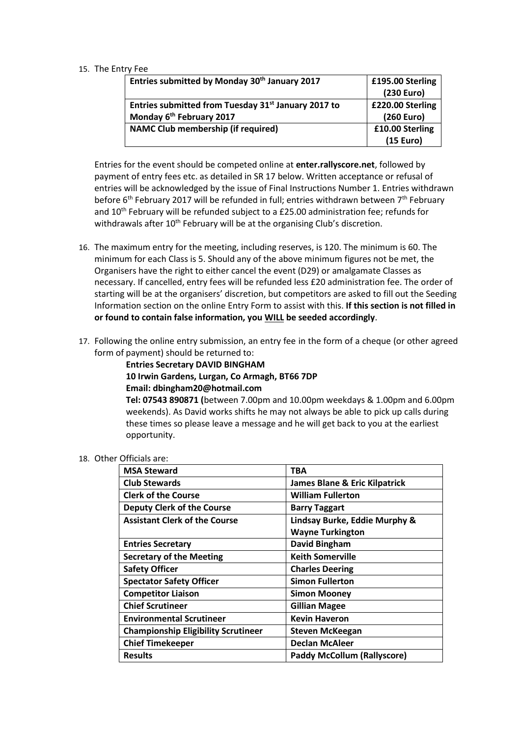15. The Entry Fee

| Entries submitted by Monday 30th January 2017 | £195.00 Sterling (230 Euro) |
|---|---|
| **Entries submitted from Tuesday 31st January 2017 to Monday 6th February 2017** | **£220.00 Sterling (260 Euro)** |
| **NAMC Club membership (if required)** | **£10.00 Sterling (15 Euro)** |

Entries for the event should be competed online at **enter.rallyscore.net**, followed by payment of entry fees etc. as detailed in SR 17 below. Written acceptance or refusal of entries will be acknowledged by the issue of Final Instructions Number 1. Entries withdrawn before 6th February 2017 will be refunded in full; entries withdrawn between 7th February and 10th February will be refunded subject to a £25.00 administration fee; refunds for withdrawals after 10th February will be at the organising Club's discretion.

16. The maximum entry for the meeting, including reserves, is 120. The minimum is 60. The minimum for each Class is 5. Should any of the above minimum figures not be met, the Organisers have the right to either cancel the event (D29) or amalgamate Classes as necessary. If cancelled, entry fees will be refunded less £20 administration fee. The order of starting will be at the organisers' discretion, but competitors are asked to fill out the Seeding Information section on the online Entry Form to assist with this. **If this section is not filled in or found to contain false information, you WILL be seeded accordingly**.

17. Following the online entry submission, an entry fee in the form of a cheque (or other agreed form of payment) should be returned to:

    **Entries Secretary DAVID BINGHAM**
    **10 Irwin Gardens, Lurgan, Co Armagh, BT66 7DP**
    **Email: dbingham20@hotmail.com**
    **Tel: 07543 890871 (**between 7.00pm and 10.00pm weekdays & 1.00pm and 6.00pm weekends). As David works shifts he may not always be able to pick up calls during these times so please leave a message and he will get back to you at the earliest opportunity.

18. Other Officials are:

| MSA Steward | TBA |
|---|---|
| **Club Stewards** | **James Blane & Eric Kilpatrick** |
| **Clerk of the Course** | **William Fullerton** |
| **Deputy Clerk of the Course** | **Barry Taggart** |
| **Assistant Clerk of the Course** | **Lindsay Burke, Eddie Murphy & Wayne Turkington** |
| **Entries Secretary** | **David Bingham** |
| **Secretary of the Meeting** | **Keith Somerville** |
| **Safety Officer** | **Charles Deering** |
| **Spectator Safety Officer** | **Simon Fullerton** |
| **Competitor Liaison** | **Simon Mooney** |
| **Chief Scrutineer** | **Gillian Magee** |
| **Environmental Scrutineer** | **Kevin Haveron** |
| **Championship Eligibility Scrutineer** | **Steven McKeegan** |
| **Chief Timekeeper** | **Declan McAleer** |
| **Results** | **Paddy McCollum (Rallyscore)** |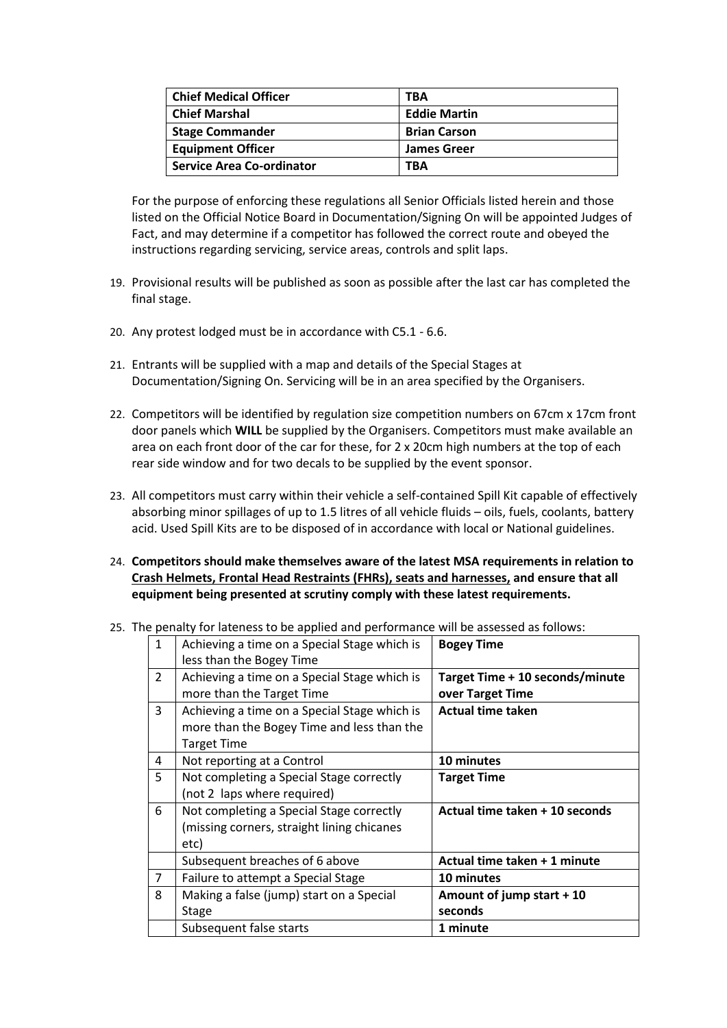| Chief Medical Officer | TBA |
|---|---|
| Chief Marshal | Eddie Martin |
| Stage Commander | Brian Carson |
| Equipment Officer | James Greer |
| Service Area Co-ordinator | TBA |

For the purpose of enforcing these regulations all Senior Officials listed herein and those listed on the Official Notice Board in Documentation/Signing On will be appointed Judges of Fact, and may determine if a competitor has followed the correct route and obeyed the instructions regarding servicing, service areas, controls and split laps.

19. Provisional results will be published as soon as possible after the last car has completed the final stage.

20. Any protest lodged must be in accordance with C5.1 - 6.6.

21. Entrants will be supplied with a map and details of the Special Stages at Documentation/Signing On. Servicing will be in an area specified by the Organisers.

22. Competitors will be identified by regulation size competition numbers on 67cm x 17cm front door panels which **WILL** be supplied by the Organisers. Competitors must make available an area on each front door of the car for these, for 2 x 20cm high numbers at the top of each rear side window and for two decals to be supplied by the event sponsor.

23. All competitors must carry within their vehicle a self-contained Spill Kit capable of effectively absorbing minor spillages of up to 1.5 litres of all vehicle fluids – oils, fuels, coolants, battery acid. Used Spill Kits are to be disposed of in accordance with local or National guidelines.

24. **Competitors should make themselves aware of the latest MSA requirements in relation to <u>Crash Helmets, Frontal Head Restraints (FHRs), seats and harnesses,</u> and ensure that all equipment being presented at scrutiny comply with these latest requirements.**

25. The penalty for lateness to be applied and performance will be assessed as follows:

| | | |
|---|---|---|
| 1 | Achieving a time on a Special Stage which is less than the Bogey Time | **Bogey Time** |
| 2 | Achieving a time on a Special Stage which is more than the Target Time | **Target Time + 10 seconds/minute over Target Time** |
| 3 | Achieving a time on a Special Stage which is more than the Bogey Time and less than the Target Time | **Actual time taken** |
| 4 | Not reporting at a Control | **10 minutes** |
| 5 | Not completing a Special Stage correctly (not 2 laps where required) | **Target Time** |
| 6 | Not completing a Special Stage correctly (missing corners, straight lining chicanes etc) | **Actual time taken + 10 seconds** |
| | Subsequent breaches of 6 above | **Actual time taken + 1 minute** |
| 7 | Failure to attempt a Special Stage | **10 minutes** |
| 8 | Making a false (jump) start on a Special Stage | **Amount of jump start + 10 seconds** |
| | Subsequent false starts | **1 minute** |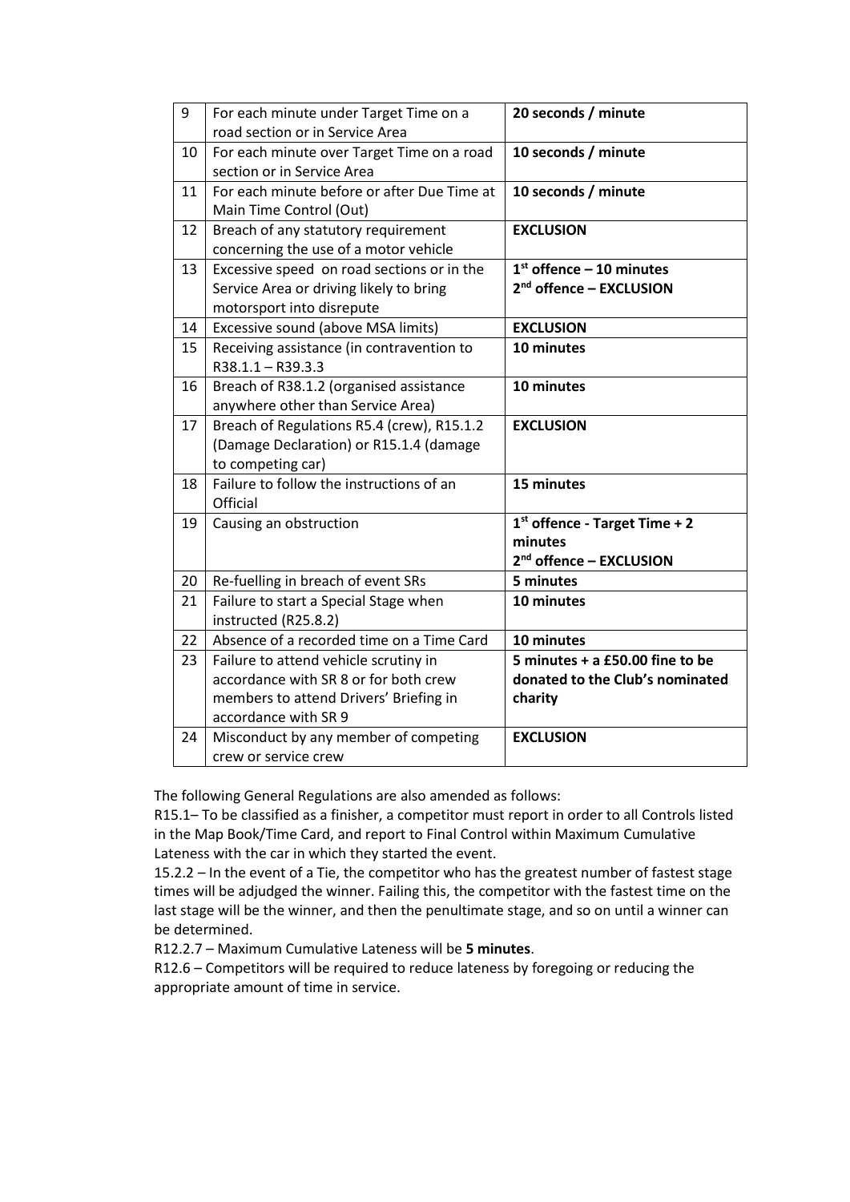| 9 | For each minute under Target Time on a road section or in Service Area | **20 seconds / minute** |
|---|---|---|
| 10 | For each minute over Target Time on a road section or in Service Area | **10 seconds / minute** |
| 11 | For each minute before or after Due Time at Main Time Control (Out) | **10 seconds / minute** |
| 12 | Breach of any statutory requirement concerning the use of a motor vehicle | **EXCLUSION** |
| 13 | Excessive speed on road sections or in the Service Area or driving likely to bring motorsport into disrepute | **1st offence – 10 minutes**<br>**2nd offence – EXCLUSION** |
| 14 | Excessive sound (above MSA limits) | **EXCLUSION** |
| 15 | Receiving assistance (in contravention to R38.1.1 – R39.3.3 | **10 minutes** |
| 16 | Breach of R38.1.2 (organised assistance anywhere other than Service Area) | **10 minutes** |
| 17 | Breach of Regulations R5.4 (crew), R15.1.2 (Damage Declaration) or R15.1.4 (damage to competing car) | **EXCLUSION** |
| 18 | Failure to follow the instructions of an Official | **15 minutes** |
| 19 | Causing an obstruction | **1st offence - Target Time + 2 minutes**<br>**2nd offence – EXCLUSION** |
| 20 | Re-fuelling in breach of event SRs | **5 minutes** |
| 21 | Failure to start a Special Stage when instructed (R25.8.2) | **10 minutes** |
| 22 | Absence of a recorded time on a Time Card | **10 minutes** |
| 23 | Failure to attend vehicle scrutiny in accordance with SR 8 or for both crew members to attend Drivers' Briefing in accordance with SR 9 | **5 minutes + a £50.00 fine to be donated to the Club's nominated charity** |
| 24 | Misconduct by any member of competing crew or service crew | **EXCLUSION** |

The following General Regulations are also amended as follows:

R15.1– To be classified as a finisher, a competitor must report in order to all Controls listed in the Map Book/Time Card, and report to Final Control within Maximum Cumulative Lateness with the car in which they started the event.

15.2.2 – In the event of a Tie, the competitor who has the greatest number of fastest stage times will be adjudged the winner. Failing this, the competitor with the fastest time on the last stage will be the winner, and then the penultimate stage, and so on until a winner can be determined.

R12.2.7 – Maximum Cumulative Lateness will be **5 minutes**.

R12.6 – Competitors will be required to reduce lateness by foregoing or reducing the appropriate amount of time in service.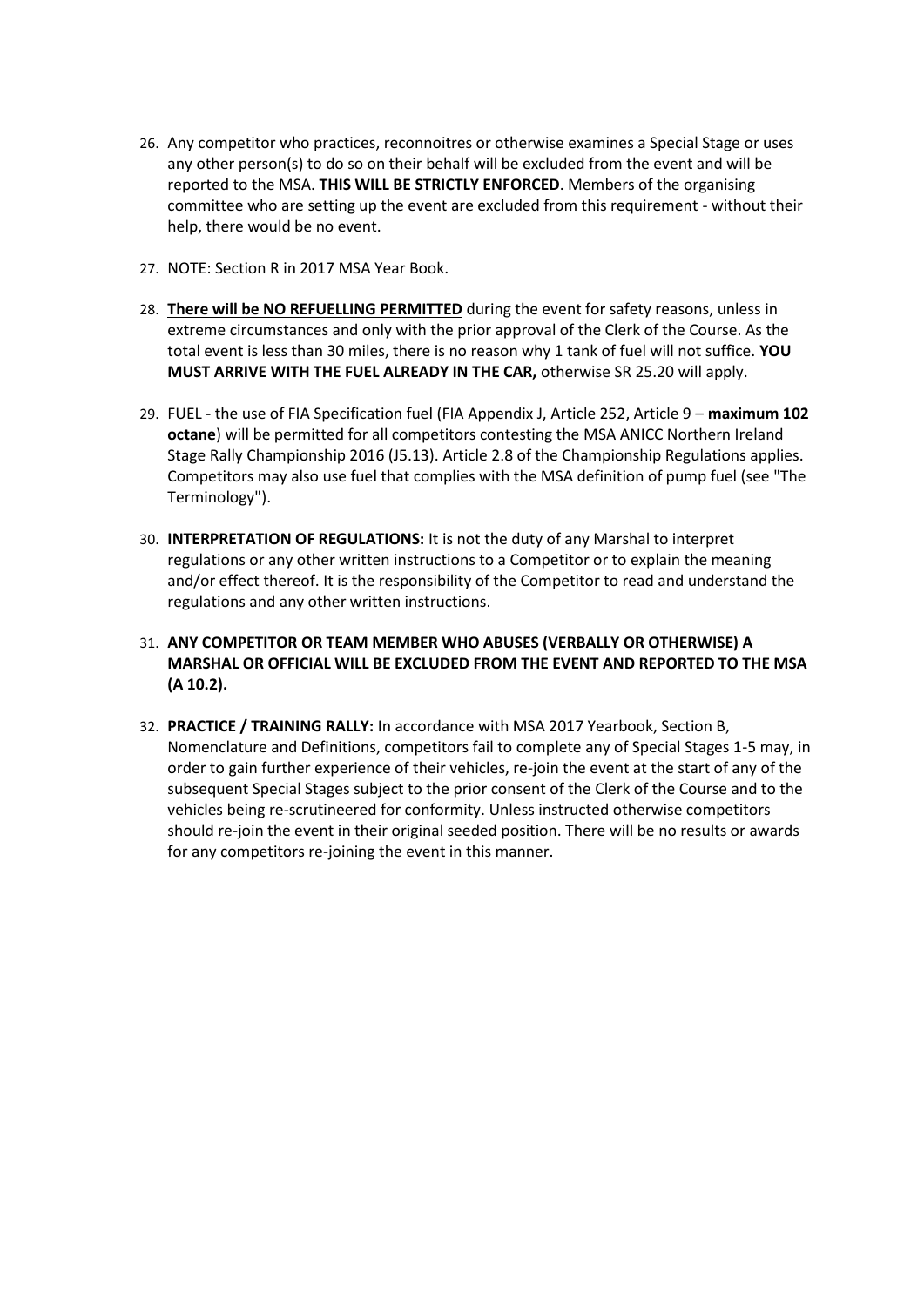26. Any competitor who practices, reconnoitres or otherwise examines a Special Stage or uses any other person(s) to do so on their behalf will be excluded from the event and will be reported to the MSA. **THIS WILL BE STRICTLY ENFORCED**. Members of the organising committee who are setting up the event are excluded from this requirement - without their help, there would be no event.

27. NOTE: Section R in 2017 MSA Year Book.

28. **<u>There will be NO REFUELLING PERMITTED</u>** during the event for safety reasons, unless in extreme circumstances and only with the prior approval of the Clerk of the Course. As the total event is less than 30 miles, there is no reason why 1 tank of fuel will not suffice. **YOU MUST ARRIVE WITH THE FUEL ALREADY IN THE CAR,** otherwise SR 25.20 will apply.

29. FUEL - the use of FIA Specification fuel (FIA Appendix J, Article 252, Article 9 – **maximum 102 octane**) will be permitted for all competitors contesting the MSA ANICC Northern Ireland Stage Rally Championship 2016 (J5.13). Article 2.8 of the Championship Regulations applies. Competitors may also use fuel that complies with the MSA definition of pump fuel (see "The Terminology").

30. **INTERPRETATION OF REGULATIONS:** It is not the duty of any Marshal to interpret regulations or any other written instructions to a Competitor or to explain the meaning and/or effect thereof. It is the responsibility of the Competitor to read and understand the regulations and any other written instructions.

31. **ANY COMPETITOR OR TEAM MEMBER WHO ABUSES (VERBALLY OR OTHERWISE) A MARSHAL OR OFFICIAL WILL BE EXCLUDED FROM THE EVENT AND REPORTED TO THE MSA (A 10.2).**

32. **PRACTICE / TRAINING RALLY:** In accordance with MSA 2017 Yearbook, Section B, Nomenclature and Definitions, competitors fail to complete any of Special Stages 1-5 may, in order to gain further experience of their vehicles, re-join the event at the start of any of the subsequent Special Stages subject to the prior consent of the Clerk of the Course and to the vehicles being re-scrutineered for conformity. Unless instructed otherwise competitors should re-join the event in their original seeded position. There will be no results or awards for any competitors re-joining the event in this manner.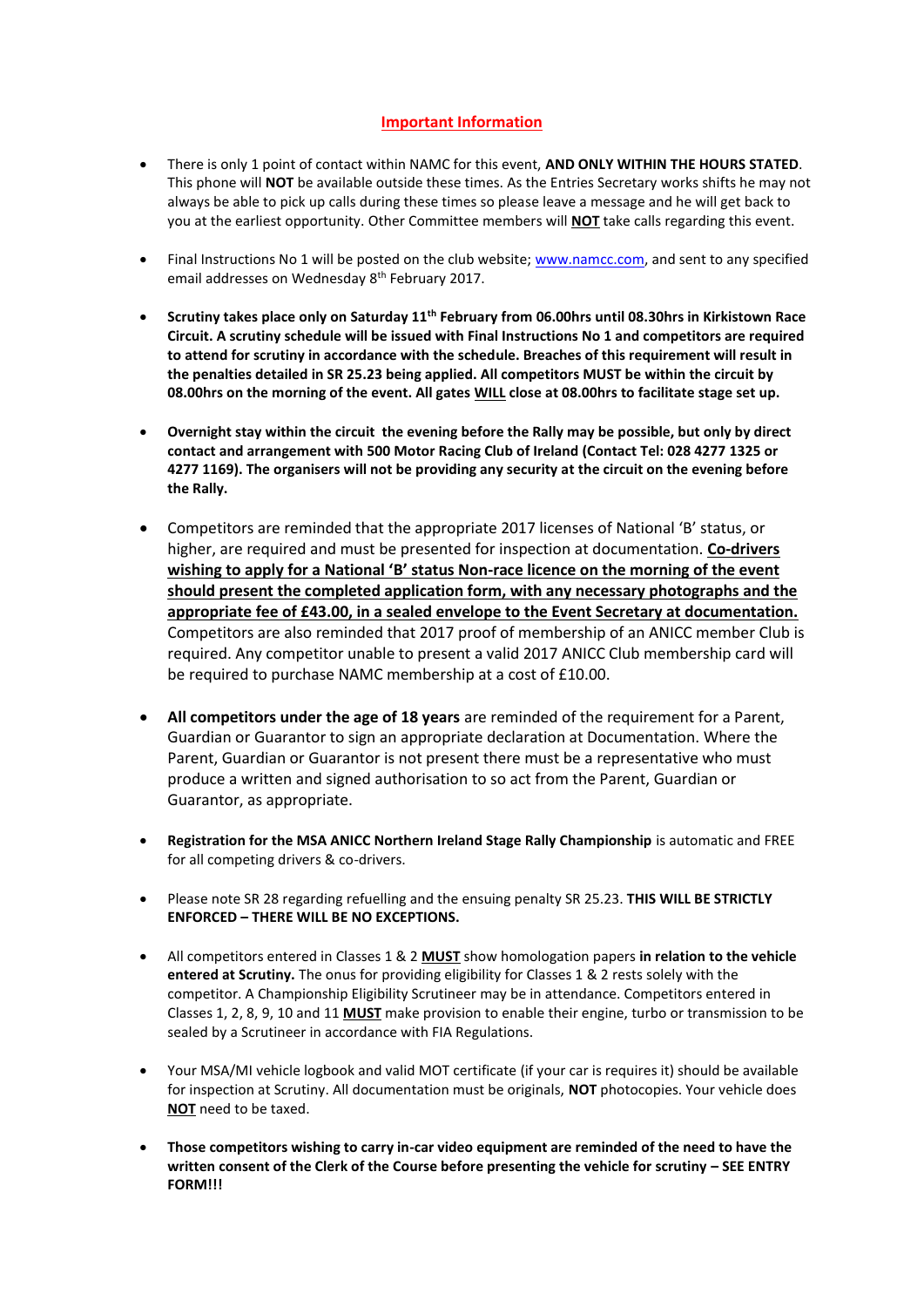## Important Information

- There is only 1 point of contact within NAMC for this event, **AND ONLY WITHIN THE HOURS STATED**. This phone will **NOT** be available outside these times. As the Entries Secretary works shifts he may not always be able to pick up calls during these times so please leave a message and he will get back to you at the earliest opportunity. Other Committee members will **NOT** take calls regarding this event.

- Final Instructions No 1 will be posted on the club website; www.namcc.com, and sent to any specified email addresses on Wednesday 8th February 2017.

- **Scrutiny takes place only on Saturday 11th February from 06.00hrs until 08.30hrs in Kirkistown Race Circuit. A scrutiny schedule will be issued with Final Instructions No 1 and competitors are required to attend for scrutiny in accordance with the schedule. Breaches of this requirement will result in the penalties detailed in SR 25.23 being applied. All competitors MUST be within the circuit by 08.00hrs on the morning of the event. All gates WILL close at 08.00hrs to facilitate stage set up.**

- **Overnight stay within the circuit the evening before the Rally may be possible, but only by direct contact and arrangement with 500 Motor Racing Club of Ireland (Contact Tel: 028 4277 1325 or 4277 1169). The organisers will not be providing any security at the circuit on the evening before the Rally.**

- Competitors are reminded that the appropriate 2017 licenses of National 'B' status, or higher, are required and must be presented for inspection at documentation. **Co-drivers wishing to apply for a National 'B' status Non-race licence on the morning of the event should present the completed application form, with any necessary photographs and the appropriate fee of £43.00, in a sealed envelope to the Event Secretary at documentation.** Competitors are also reminded that 2017 proof of membership of an ANICC member Club is required. Any competitor unable to present a valid 2017 ANICC Club membership card will be required to purchase NAMC membership at a cost of £10.00.

- **All competitors under the age of 18 years** are reminded of the requirement for a Parent, Guardian or Guarantor to sign an appropriate declaration at Documentation. Where the Parent, Guardian or Guarantor is not present there must be a representative who must produce a written and signed authorisation to so act from the Parent, Guardian or Guarantor, as appropriate.

- **Registration for the MSA ANICC Northern Ireland Stage Rally Championship** is automatic and FREE for all competing drivers & co-drivers.

- Please note SR 28 regarding refuelling and the ensuing penalty SR 25.23. **THIS WILL BE STRICTLY ENFORCED – THERE WILL BE NO EXCEPTIONS.**

- All competitors entered in Classes 1 & 2 **MUST** show homologation papers **in relation to the vehicle entered at Scrutiny.** The onus for providing eligibility for Classes 1 & 2 rests solely with the competitor. A Championship Eligibility Scrutineer may be in attendance. Competitors entered in Classes 1, 2, 8, 9, 10 and 11 **MUST** make provision to enable their engine, turbo or transmission to be sealed by a Scrutineer in accordance with FIA Regulations.

- Your MSA/MI vehicle logbook and valid MOT certificate (if your car is requires it) should be available for inspection at Scrutiny. All documentation must be originals, **NOT** photocopies. Your vehicle does **NOT** need to be taxed.

- **Those competitors wishing to carry in-car video equipment are reminded of the need to have the written consent of the Clerk of the Course before presenting the vehicle for scrutiny – SEE ENTRY FORM!!!**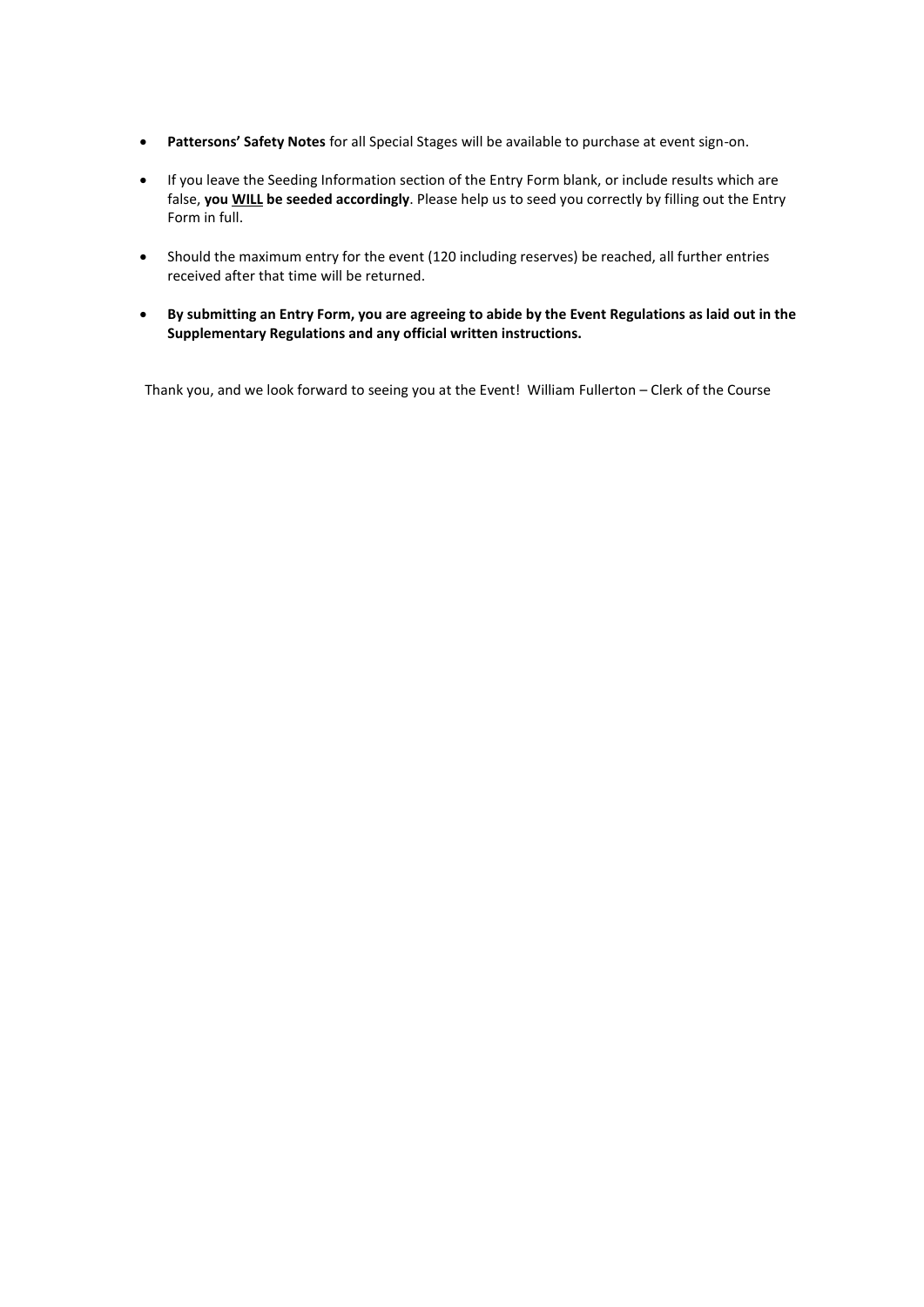- **Pattersons' Safety Notes** for all Special Stages will be available to purchase at event sign-on.
- If you leave the Seeding Information section of the Entry Form blank, or include results which are false, **you <u>WILL</u> be seeded accordingly**. Please help us to seed you correctly by filling out the Entry Form in full.
- Should the maximum entry for the event (120 including reserves) be reached, all further entries received after that time will be returned.
- **By submitting an Entry Form, you are agreeing to abide by the Event Regulations as laid out in the Supplementary Regulations and any official written instructions.**

Thank you, and we look forward to seeing you at the Event! William Fullerton – Clerk of the Course